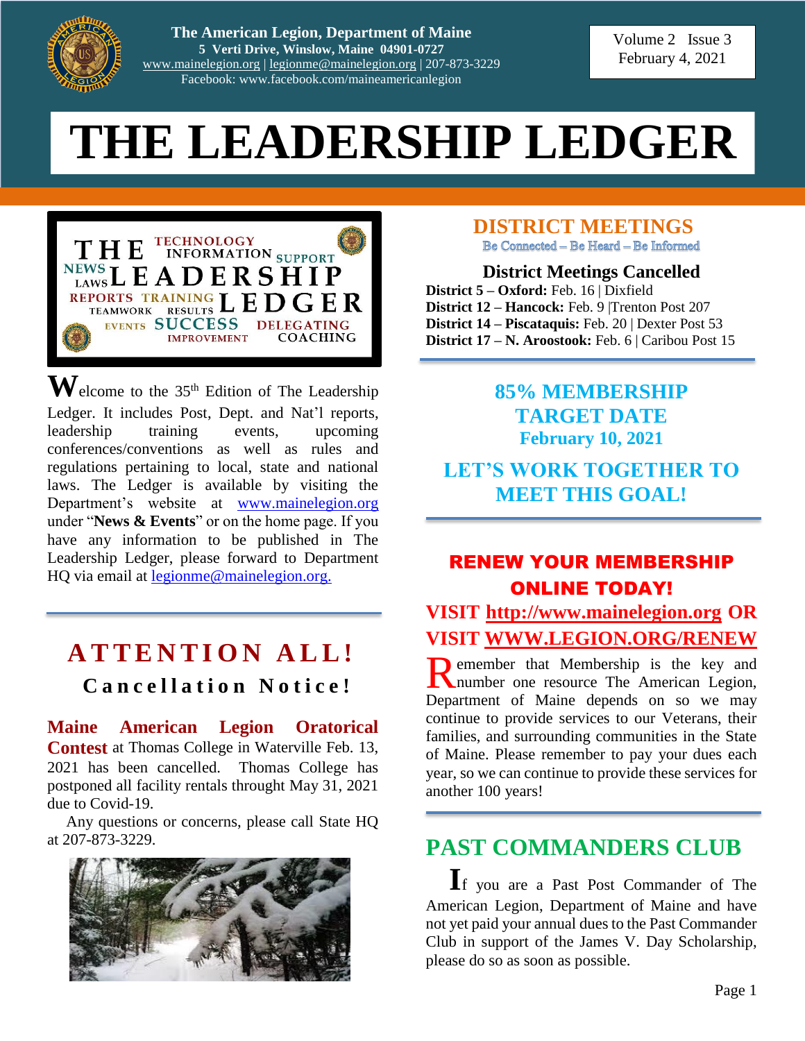The American Legion, Department of Maine
5 Verti Drive, Winslow, Maine 04901-0727
www.mainelegion.org | legionme@mainelegion.org | 207-873-3229
Facebook: www.facebook.com/maineamericanlegion

Volume 2 Issue 3
February 4, 2021

# THE LEADERSHIP LEDGER

Welcome to the 35th Edition of The Leadership Ledger. It includes Post, Dept. and Nat'l reports, leadership training events, upcoming conferences/conventions as well as rules and regulations pertaining to local, state and national laws. The Ledger is available by visiting the Department's website at www.mainelegion.org under "**News & Events**" or on the home page. If you have any information to be published in The Leadership Ledger, please forward to Department HQ via email at legionme@mainelegion.org.

## ATTENTION ALL!

### Cancellation Notice!

**Maine American Legion Oratorical Contest** at Thomas College in Waterville Feb. 13, 2021 has been cancelled. Thomas College has postponed all facility rentals throught May 31, 2021 due to Covid-19.

Any questions or concerns, please call State HQ at 207-873-3229.

## DISTRICT MEETINGS

Be Connected – Be Heard – Be Informed

### District Meetings Cancelled

**District 5 – Oxford:** Feb. 16 | Dixfield
**District 12 – Hancock:** Feb. 9 |Trenton Post 207
**District 14 – Piscataquis:** Feb. 20 | Dexter Post 53
**District 17 – N. Aroostook:** Feb. 6 | Caribou Post 15

## 85% MEMBERSHIP TARGET DATE

**February 10, 2021**

**LET'S WORK TOGETHER TO MEET THIS GOAL!**

## RENEW YOUR MEMBERSHIP ONLINE TODAY!

**VISIT http://www.mainelegion.org OR VISIT WWW.LEGION.ORG/RENEW**

Remember that Membership is the key and number one resource The American Legion, Department of Maine depends on so we may continue to provide services to our Veterans, their families, and surrounding communities in the State of Maine. Please remember to pay your dues each year, so we can continue to provide these services for another 100 years!

## PAST COMMANDERS CLUB

If you are a Past Post Commander of The American Legion, Department of Maine and have not yet paid your annual dues to the Past Commander Club in support of the James V. Day Scholarship, please do so as soon as possible.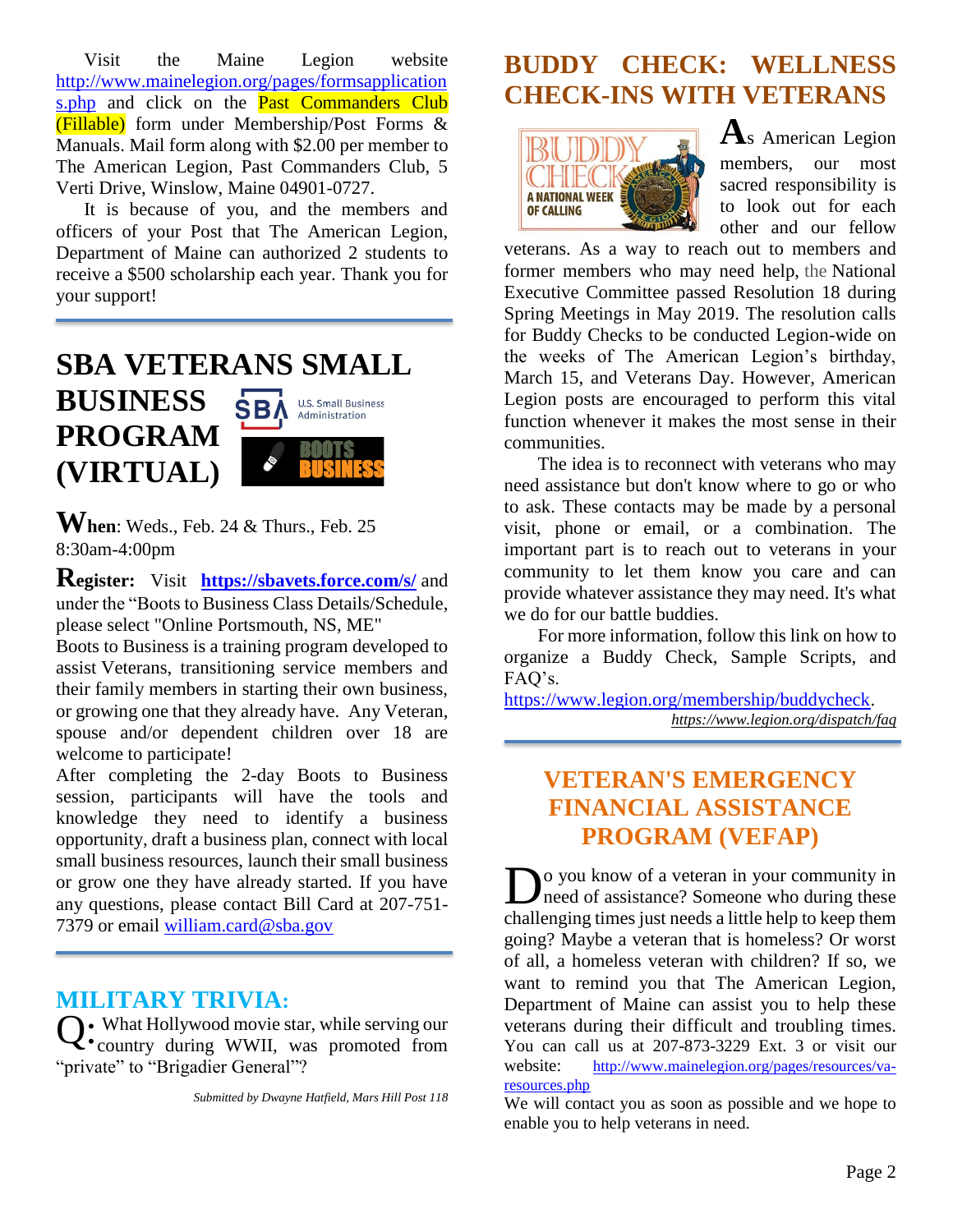Visit the Maine Legion website http://www.mainelegion.org/pages/formsapplications.php and click on the Past Commanders Club (Fillable) form under Membership/Post Forms & Manuals. Mail form along with $2.00 per member to The American Legion, Past Commanders Club, 5 Verti Drive, Winslow, Maine 04901-0727.

It is because of you, and the members and officers of your Post that The American Legion, Department of Maine can authorized 2 students to receive a $500 scholarship each year. Thank you for your support!

## SBA VETERANS SMALL BUSINESS PROGRAM (VIRTUAL)

**When**: Weds., Feb. 24 & Thurs., Feb. 25 8:30am-4:00pm

**Register:** Visit **https://sbavets.force.com/s/** and under the "Boots to Business Class Details/Schedule, please select "Online Portsmouth, NS, ME"

Boots to Business is a training program developed to assist Veterans, transitioning service members and their family members in starting their own business, or growing one that they already have. Any Veteran, spouse and/or dependent children over 18 are welcome to participate!

After completing the 2-day Boots to Business session, participants will have the tools and knowledge they need to identify a business opportunity, draft a business plan, connect with local small business resources, launch their small business or grow one they have already started. If you have any questions, please contact Bill Card at 207-751-7379 or email william.card@sba.gov

## MILITARY TRIVIA:

**Q:** What Hollywood movie star, while serving our country during WWII, was promoted from "private" to "Brigadier General"?

*Submitted by Dwayne Hatfield, Mars Hill Post 118*

## BUDDY CHECK: WELLNESS CHECK-INS WITH VETERANS

As American Legion members, our most sacred responsibility is to look out for each other and our fellow veterans. As a way to reach out to members and former members who may need help, the National Executive Committee passed Resolution 18 during Spring Meetings in May 2019. The resolution calls for Buddy Checks to be conducted Legion-wide on the weeks of The American Legion's birthday, March 15, and Veterans Day. However, American Legion posts are encouraged to perform this vital function whenever it makes the most sense in their communities.

The idea is to reconnect with veterans who may need assistance but don't know where to go or who to ask. These contacts may be made by a personal visit, phone or email, or a combination. The important part is to reach out to veterans in your community to let them know you care and can provide whatever assistance they may need. It's what we do for our battle buddies.

For more information, follow this link on how to organize a Buddy Check, Sample Scripts, and FAQ's.

https://www.legion.org/membership/buddycheck.

*https://www.legion.org/dispatch/faq*

## VETERAN'S EMERGENCY FINANCIAL ASSISTANCE PROGRAM (VEFAP)

Do you know of a veteran in your community in need of assistance? Someone who during these challenging times just needs a little help to keep them going? Maybe a veteran that is homeless? Or worst of all, a homeless veteran with children? If so, we want to remind you that The American Legion, Department of Maine can assist you to help these veterans during their difficult and troubling times. You can call us at 207-873-3229 Ext. 3 or visit our website: http://www.mainelegion.org/pages/resources/va-resources.php

We will contact you as soon as possible and we hope to enable you to help veterans in need.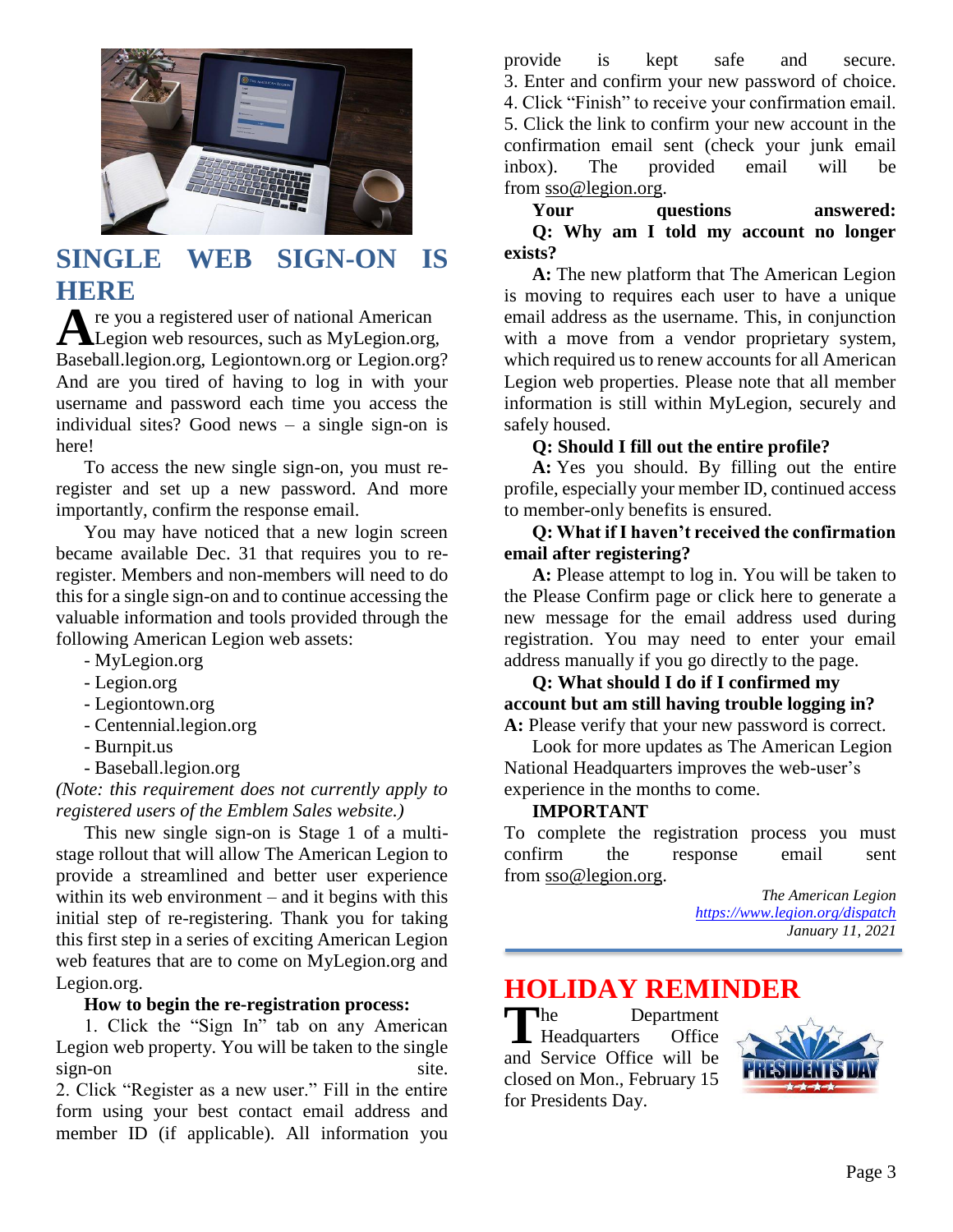## SINGLE WEB SIGN-ON IS HERE

Are you a registered user of national American Legion web resources, such as MyLegion.org, Baseball.legion.org, Legiontown.org or Legion.org? And are you tired of having to log in with your username and password each time you access the individual sites? Good news – a single sign-on is here!

To access the new single sign-on, you must re-register and set up a new password. And more importantly, confirm the response email.

You may have noticed that a new login screen became available Dec. 31 that requires you to re-register. Members and non-members will need to do this for a single sign-on and to continue accessing the valuable information and tools provided through the following American Legion web assets:

- MyLegion.org
- Legion.org
- Legiontown.org
- Centennial.legion.org
- Burnpit.us
- Baseball.legion.org

*(Note: this requirement does not currently apply to registered users of the Emblem Sales website.)*

This new single sign-on is Stage 1 of a multi-stage rollout that will allow The American Legion to provide a streamlined and better user experience within its web environment – and it begins with this initial step of re-registering. Thank you for taking this first step in a series of exciting American Legion web features that are to come on MyLegion.org and Legion.org.

**How to begin the re-registration process:**

1. Click the "Sign In" tab on any American Legion web property. You will be taken to the single sign-on site.
2. Click "Register as a new user." Fill in the entire form using your best contact email address and member ID (if applicable). All information you provide is kept safe and secure.
3. Enter and confirm your new password of choice.
4. Click "Finish" to receive your confirmation email.
5. Click the link to confirm your new account in the confirmation email sent (check your junk email inbox). The provided email will be from sso@legion.org.

**Your questions answered:**

**Q: Why am I told my account no longer exists?**

**A:** The new platform that The American Legion is moving to requires each user to have a unique email address as the username. This, in conjunction with a move from a vendor proprietary system, which required us to renew accounts for all American Legion web properties. Please note that all member information is still within MyLegion, securely and safely housed.

**Q: Should I fill out the entire profile?**

**A:** Yes you should. By filling out the entire profile, especially your member ID, continued access to member-only benefits is ensured.

**Q: What if I haven't received the confirmation email after registering?**

**A:** Please attempt to log in. You will be taken to the Please Confirm page or click here to generate a new message for the email address used during registration. You may need to enter your email address manually if you go directly to the page.

**Q: What should I do if I confirmed my account but am still having trouble logging in?**

**A:** Please verify that your new password is correct.

Look for more updates as The American Legion National Headquarters improves the web-user's experience in the months to come.

**IMPORTANT**

To complete the registration process you must confirm the response email sent from sso@legion.org.

*The American Legion*
*https://www.legion.org/dispatch*
*January 11, 2021*

## HOLIDAY REMINDER

The Department Headquarters Office and Service Office will be closed on Mon., February 15 for Presidents Day.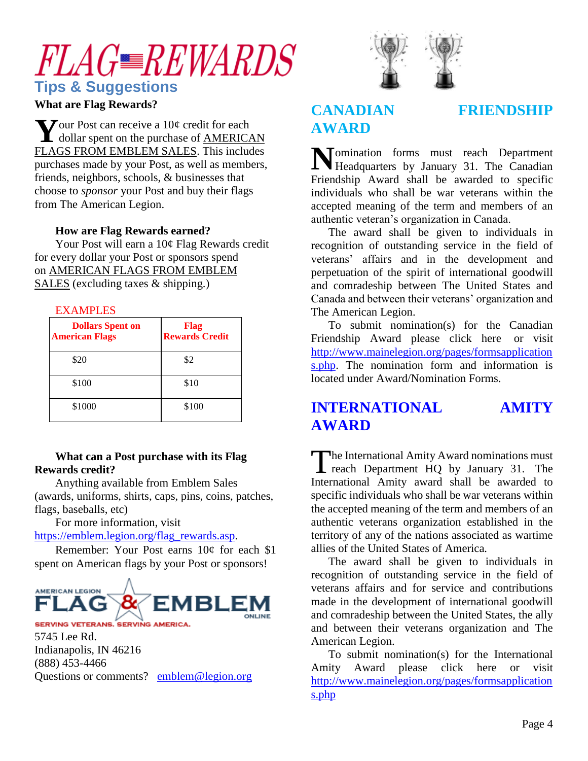# FLAG REWARDS

## Tips & Suggestions

**What are Flag Rewards?**

Your Post can receive a 10¢ credit for each dollar spent on the purchase of AMERICAN FLAGS FROM EMBLEM SALES. This includes purchases made by your Post, as well as members, friends, neighbors, schools, & businesses that choose to *sponsor* your Post and buy their flags from The American Legion.

**How are Flag Rewards earned?**

Your Post will earn a 10¢ Flag Rewards credit for every dollar your Post or sponsors spend on AMERICAN FLAGS FROM EMBLEM SALES (excluding taxes & shipping.)

EXAMPLES

| Dollars Spent on American Flags | Flag Rewards Credit |
|---|---|
| $20 | $2 |
| $100 | $10 |
| $1000 | $100 |

**What can a Post purchase with its Flag Rewards credit?**

Anything available from Emblem Sales (awards, uniforms, shirts, caps, pins, coins, patches, flags, baseballs, etc)

For more information, visit https://emblem.legion.org/flag_rewards.asp.

Remember: Your Post earns 10¢ for each $1 spent on American flags by your Post or sponsors!

AMERICAN LEGION FLAG & EMBLEM ONLINE
SERVING VETERANS. SERVING AMERICA.

5745 Lee Rd.
Indianapolis, IN 46216
(888) 453-4466
Questions or comments? emblem@legion.org

## CANADIAN FRIENDSHIP AWARD

Nomination forms must reach Department Headquarters by January 31. The Canadian Friendship Award shall be awarded to specific individuals who shall be war veterans within the accepted meaning of the term and members of an authentic veteran's organization in Canada.

The award shall be given to individuals in recognition of outstanding service in the field of veterans' affairs and in the development and perpetuation of the spirit of international goodwill and comradeship between The United States and Canada and between their veterans' organization and The American Legion.

To submit nomination(s) for the Canadian Friendship Award please click here or visit http://www.mainelegion.org/pages/formsapplications.php. The nomination form and information is located under Award/Nomination Forms.

## INTERNATIONAL AMITY AWARD

The International Amity Award nominations must reach Department HQ by January 31. The International Amity award shall be awarded to specific individuals who shall be war veterans within the accepted meaning of the term and members of an authentic veterans organization established in the territory of any of the nations associated as wartime allies of the United States of America.

The award shall be given to individuals in recognition of outstanding service in the field of veterans affairs and for service and contributions made in the development of international goodwill and comradeship between the United States, the ally and between their veterans organization and The American Legion.

To submit nomination(s) for the International Amity Award please click here or visit http://www.mainelegion.org/pages/formsapplications.php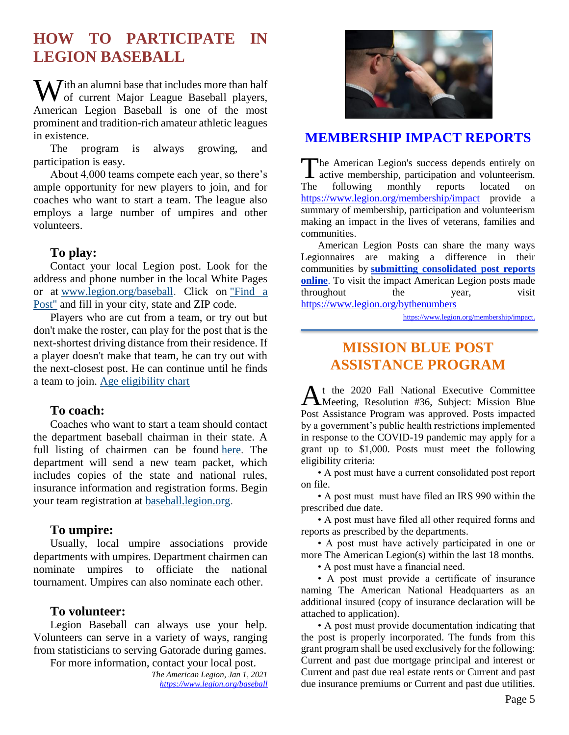## HOW TO PARTICIPATE IN LEGION BASEBALL

With an alumni base that includes more than half of current Major League Baseball players, American Legion Baseball is one of the most prominent and tradition-rich amateur athletic leagues in existence.

The program is always growing, and participation is easy.

About 4,000 teams compete each year, so there's ample opportunity for new players to join, and for coaches who want to start a team. The league also employs a large number of umpires and other volunteers.

### To play:

Contact your local Legion post. Look for the address and phone number in the local White Pages or at www.legion.org/baseball. Click on "Find a Post" and fill in your city, state and ZIP code.

Players who are cut from a team, or try out but don't make the roster, can play for the post that is the next-shortest driving distance from their residence. If a player doesn't make that team, he can try out with the next-closest post. He can continue until he finds a team to join. Age eligibility chart

### To coach:

Coaches who want to start a team should contact the department baseball chairman in their state. A full listing of chairmen can be found here. The department will send a new team packet, which includes copies of the state and national rules, insurance information and registration forms. Begin your team registration at baseball.legion.org.

### To umpire:

Usually, local umpire associations provide departments with umpires. Department chairmen can nominate umpires to officiate the national tournament. Umpires can also nominate each other.

### To volunteer:

Legion Baseball can always use your help. Volunteers can serve in a variety of ways, ranging from statisticians to serving Gatorade during games.

For more information, contact your local post.

*The American Legion, Jan 1, 2021*
*https://www.legion.org/baseball*

## MEMBERSHIP IMPACT REPORTS

The American Legion's success depends entirely on active membership, participation and volunteerism. The following monthly reports located on https://www.legion.org/membership/impact provide a summary of membership, participation and volunteerism making an impact in the lives of veterans, families and communities.

American Legion Posts can share the many ways Legionnaires are making a difference in their communities by **submitting consolidated post reports online**. To visit the impact American Legion posts made throughout the year, visit https://www.legion.org/bythenumbers

https://www.legion.org/membership/impact.

## MISSION BLUE POST ASSISTANCE PROGRAM

At the 2020 Fall National Executive Committee Meeting, Resolution #36, Subject: Mission Blue Post Assistance Program was approved. Posts impacted by a government's public health restrictions implemented in response to the COVID-19 pandemic may apply for a grant up to $1,000. Posts must meet the following eligibility criteria:

- A post must have a current consolidated post report on file.
- A post must must have filed an IRS 990 within the prescribed due date.
- A post must have filed all other required forms and reports as prescribed by the departments.
- A post must have actively participated in one or more The American Legion(s) within the last 18 months.
- A post must have a financial need.
- A post must provide a certificate of insurance naming The American National Headquarters as an additional insured (copy of insurance declaration will be attached to application).
- A post must provide documentation indicating that the post is properly incorporated. The funds from this grant program shall be used exclusively for the following: Current and past due mortgage principal and interest or Current and past due real estate rents or Current and past due insurance premiums or Current and past due utilities.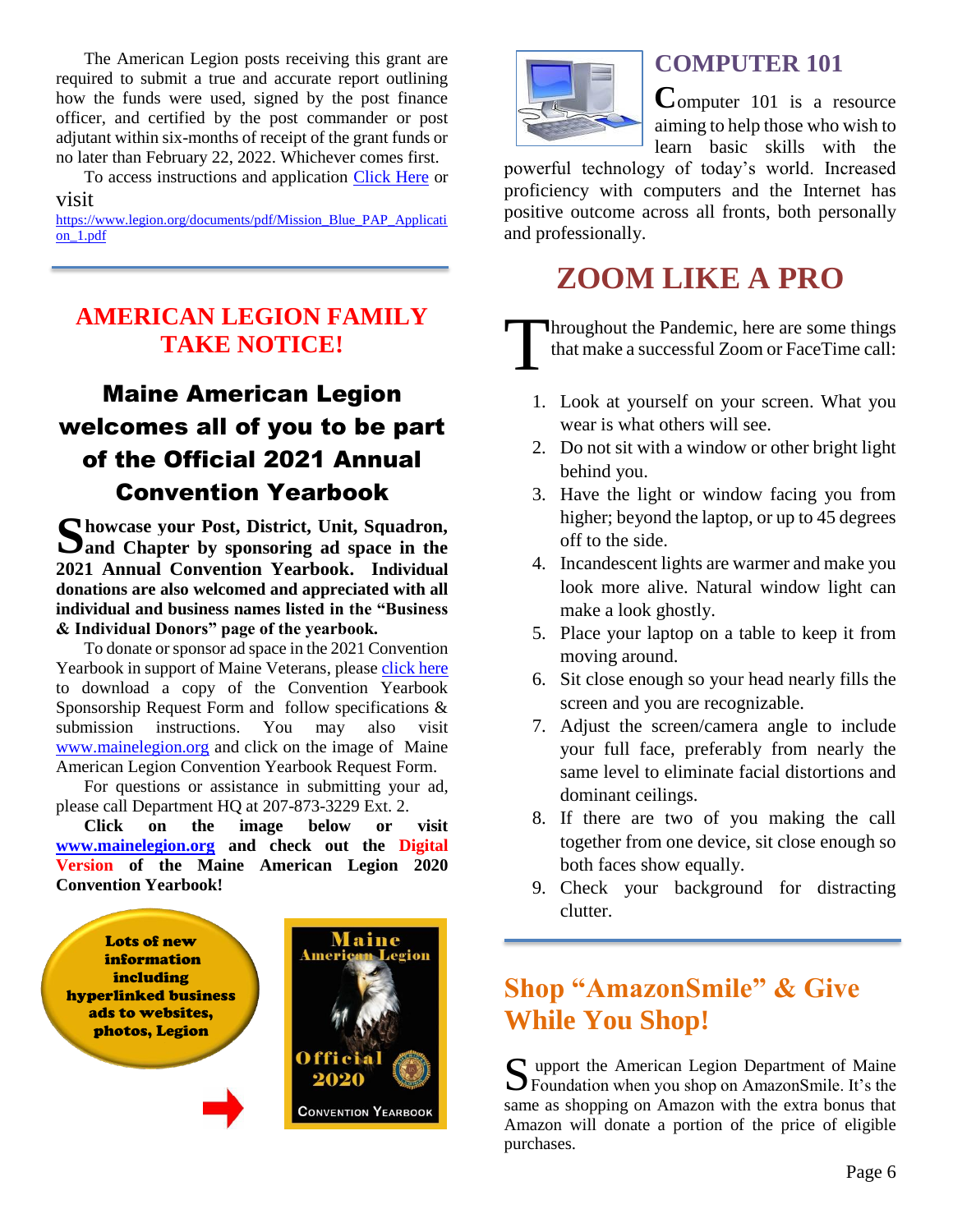The American Legion posts receiving this grant are required to submit a true and accurate report outlining how the funds were used, signed by the post finance officer, and certified by the post commander or post adjutant within six-months of receipt of the grant funds or no later than February 22, 2022. Whichever comes first.

To access instructions and application [Click Here](https://www.legion.org/documents/pdf/Mission_Blue_PAP_Application_1.pdf) or visit https://www.legion.org/documents/pdf/Mission_Blue_PAP_Application_1.pdf

---

## AMERICAN LEGION FAMILY TAKE NOTICE!

### Maine American Legion welcomes all of you to be part of the Official 2021 Annual Convention Yearbook

**Showcase your Post, District, Unit, Squadron, and Chapter by sponsoring ad space in the 2021 Annual Convention Yearbook. Individual donations are also welcomed and appreciated with all individual and business names listed in the "Business & Individual Donors" page of the yearbook.**

To donate or sponsor ad space in the 2021 Convention Yearbook in support of Maine Veterans, please click here to download a copy of the Convention Yearbook Sponsorship Request Form and follow specifications & submission instructions. You may also visit www.mainelegion.org and click on the image of Maine American Legion Convention Yearbook Request Form.

For questions or assistance in submitting your ad, please call Department HQ at 207-873-3229 Ext. 2.

**Click on the image below or visit www.mainelegion.org and check out the Digital Version of the Maine American Legion 2020 Convention Yearbook!**

**Lots of new information including hyperlinked business ads to websites, photos, Legion**

Maine American Legion Official 2020 Convention Yearbook

## COMPUTER 101

Computer 101 is a resource aiming to help those who wish to learn basic skills with the powerful technology of today's world. Increased proficiency with computers and the Internet has positive outcome across all fronts, both personally and professionally.

## ZOOM LIKE A PRO

Throughout the Pandemic, here are some things that make a successful Zoom or FaceTime call:

1. Look at yourself on your screen. What you wear is what others will see.
2. Do not sit with a window or other bright light behind you.
3. Have the light or window facing you from higher; beyond the laptop, or up to 45 degrees off to the side.
4. Incandescent lights are warmer and make you look more alive. Natural window light can make a look ghostly.
5. Place your laptop on a table to keep it from moving around.
6. Sit close enough so your head nearly fills the screen and you are recognizable.
7. Adjust the screen/camera angle to include your full face, preferably from nearly the same level to eliminate facial distortions and dominant ceilings.
8. If there are two of you making the call together from one device, sit close enough so both faces show equally.
9. Check your background for distracting clutter.

---

## Shop "AmazonSmile" & Give While You Shop!

Support the American Legion Department of Maine Foundation when you shop on AmazonSmile. It's the same as shopping on Amazon with the extra bonus that Amazon will donate a portion of the price of eligible purchases.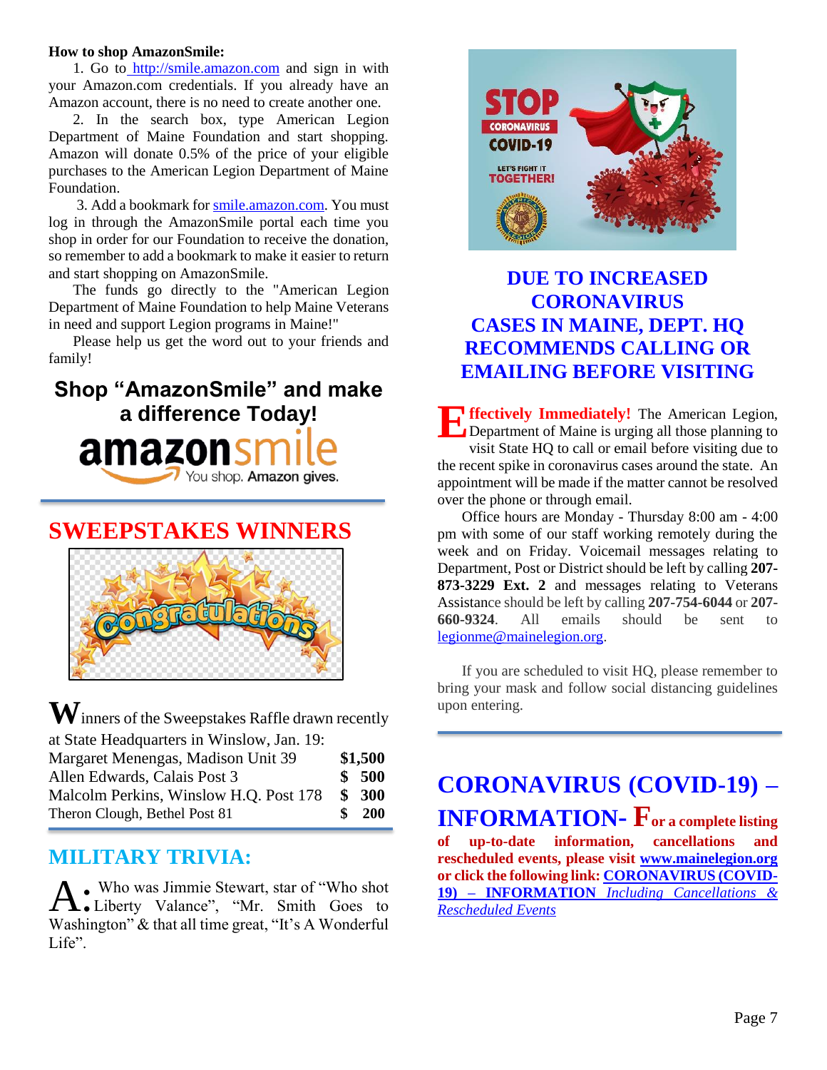**How to shop AmazonSmile:**

1. Go to [http://smile.amazon.com](http://smile.amazon.com) and sign in with your Amazon.com credentials. If you already have an Amazon account, there is no need to create another one.

2. In the search box, type American Legion Department of Maine Foundation and start shopping. Amazon will donate 0.5% of the price of your eligible purchases to the American Legion Department of Maine Foundation.

3. Add a bookmark for [smile.amazon.com](smile.amazon.com). You must log in through the AmazonSmile portal each time you shop in order for our Foundation to receive the donation, so remember to add a bookmark to make it easier to return and start shopping on AmazonSmile.

The funds go directly to the "American Legion Department of Maine Foundation to help Maine Veterans in need and support Legion programs in Maine!"

Please help us get the word out to your friends and family!

**Shop "AmazonSmile" and make a difference Today!**

amazonsmile
You shop. Amazon gives.

## SWEEPSTAKES WINNERS

Congratulations

Winners of the Sweepstakes Raffle drawn recently at State Headquarters in Winslow, Jan. 19:

| | |
|---|---|
| Margaret Menengas, Madison Unit 39 | **$1,500** |
| Allen Edwards, Calais Post 3 | **$ 500** |
| Malcolm Perkins, Winslow H.Q. Post 178 | **$ 300** |
| Theron Clough, Bethel Post 81 | **$ 200** |

## MILITARY TRIVIA:

A. Who was Jimmie Stewart, star of "Who shot Liberty Valance", "Mr. Smith Goes to Washington" & that all time great, "It's A Wonderful Life".

STOP CORONAVIRUS COVID-19
LET'S FIGHT IT TOGETHER!

## DUE TO INCREASED CORONAVIRUS CASES IN MAINE, DEPT. HQ RECOMMENDS CALLING OR EMAILING BEFORE VISITING

**Effectively Immediately!** The American Legion, Department of Maine is urging all those planning to visit State HQ to call or email before visiting due to the recent spike in coronavirus cases around the state. An appointment will be made if the matter cannot be resolved over the phone or through email.

Office hours are Monday - Thursday 8:00 am - 4:00 pm with some of our staff working remotely during the week and on Friday. Voicemail messages relating to Department, Post or District should be left by calling **207-873-3229 Ext. 2** and messages to Veterans Assistance should be left by calling **207-754-6044** or **207-660-9324**. All emails should be sent to [legionme@mainelegion.org](mailto:legionme@mainelegion.org).

If you are scheduled to visit HQ, please remember to bring your mask and follow social distancing guidelines upon entering.

## CORONAVIRUS (COVID-19) – INFORMATION-

**For a complete listing of up-to-date information, cancellations and rescheduled events, please visit [www.mainelegion.org](www.mainelegion.org) or click the following link: [CORONAVIRUS (COVID-19) – INFORMATION *Including Cancellations & Rescheduled Events*]()**